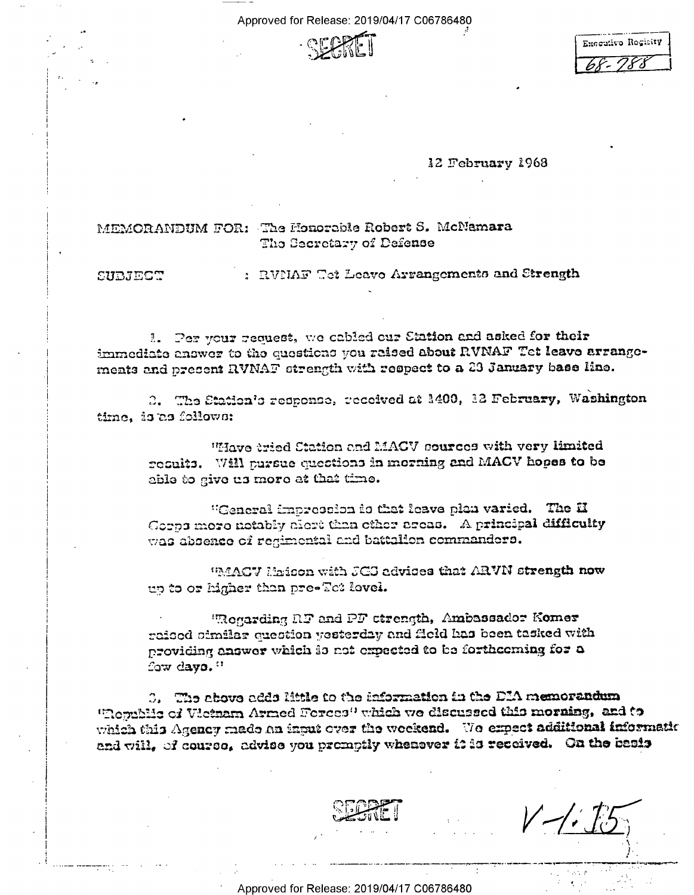SECRET

Executive Registry
68-788

12 February 1968

MEMORANDUM FOR: The Honorable Robert S. McNamara
The Secretary of Defense

SUBJECT : RVNAF Tet Leave Arrangements and Strength

1. Per your request, we cabled our Station and asked for their immediate answer to the questions you raised about RVNAF Tet leave arrangements and present RVNAF strength with respect to a 29 January base line.

2. The Station's response, received at 1400, 12 February, Washington time, is as follows:

> "Have tried Station and MACV sources with very limited results. Will pursue questions in morning and MACV hopes to be able to give us more at that time.
>
> "General impression is that leave plan varied. The II Corps more notably alert than other areas. A principal difficulty was absence of regimental and battalion commanders.
>
> "MACV liaison with JGS advises that ARVN strength now up to or higher than pre-Tet level.
>
> "Regarding RF and PF strength, Ambassador Komer raised similar question yesterday and field has been tasked with providing answer which is not expected to be forthcoming for a few days."

3. The above adds little to the information in the DIA memorandum "Republic of Vietnam Armed Forces" which we discussed this morning, and to which this Agency made an input over the weekend. We expect additional informatic and will, of course, advise you promptly whenever it is received. On the basis

SECRET

V-1.15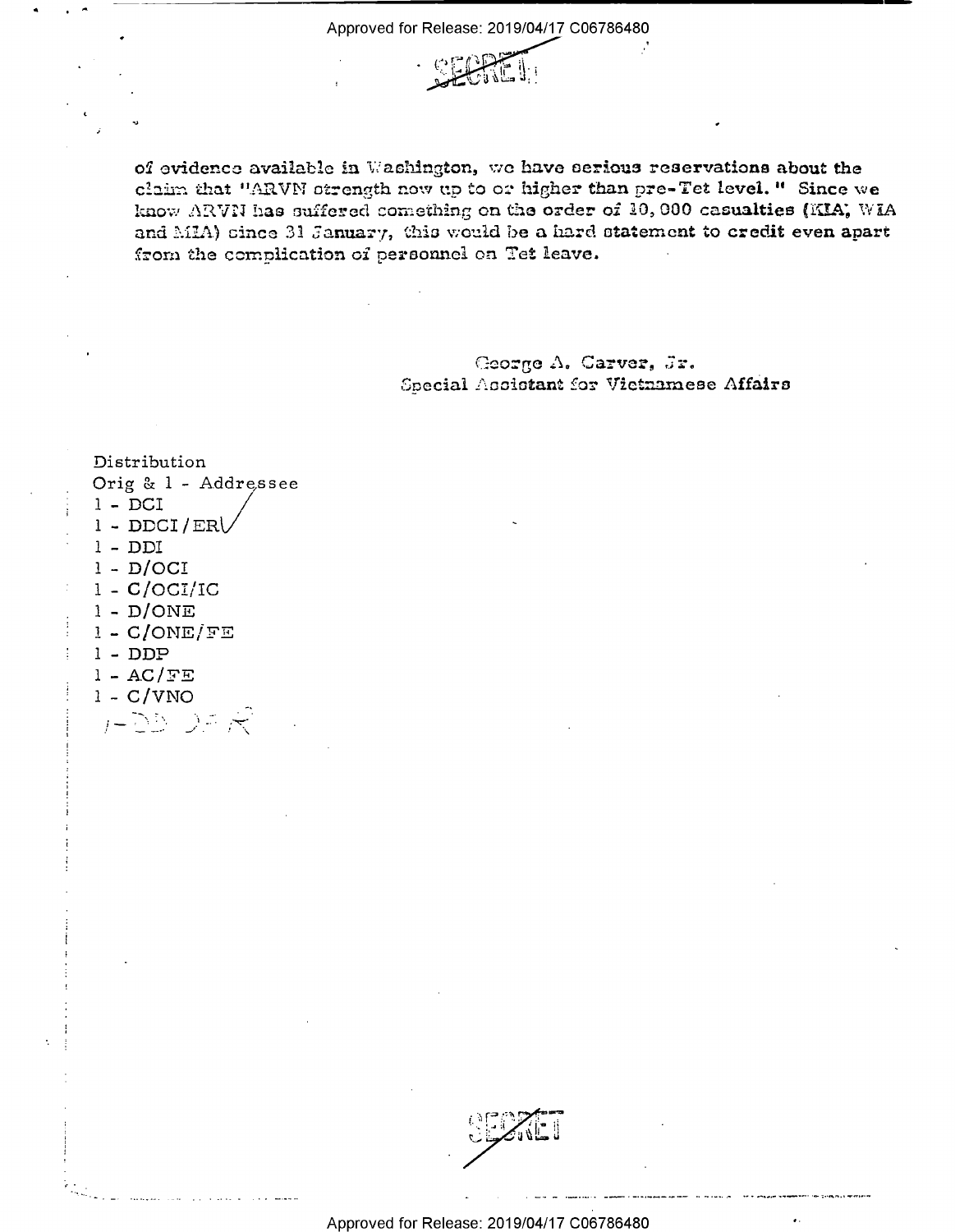SECRET

of evidence available in Washington, we have serious reservations about the claim that "ARVN strength now up to or higher than pre-Tet level." Since we know ARVN has suffered something on the order of 10,000 casualties (KIA, WIA and MIA) since 31 January, this would be a hard statement to credit even apart from the complication of personnel on Tet leave.

George A. Carver, Jr.
Special Assistant for Vietnamese Affairs

Distribution
Orig & 1 - Addressee
1 - DCI
1 - DDCI/ER
1 - DDI
1 - D/OCI
1 - C/OCI/IC
1 - D/ONE
1 - C/ONE/FE
1 - DDP
1 - AC/FE
1 - C/VNO
1 - DD DFR

SECRET